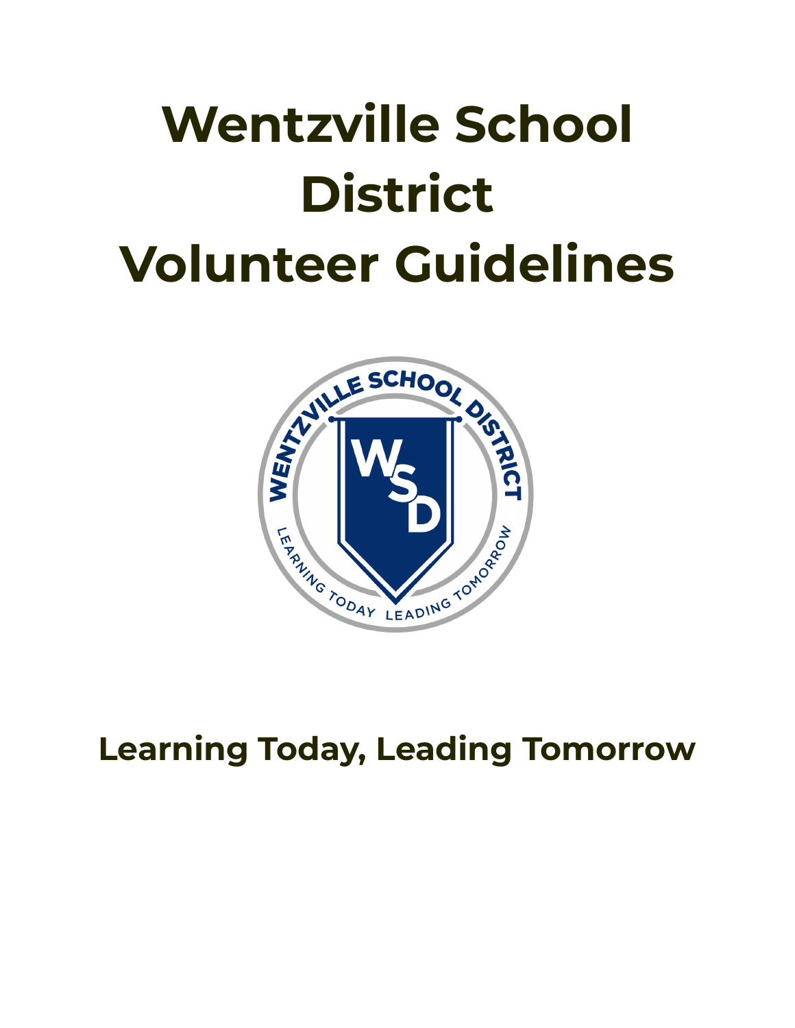# Wentzville School District Volunteer Guidelines

## Learning Today, Leading Tomorrow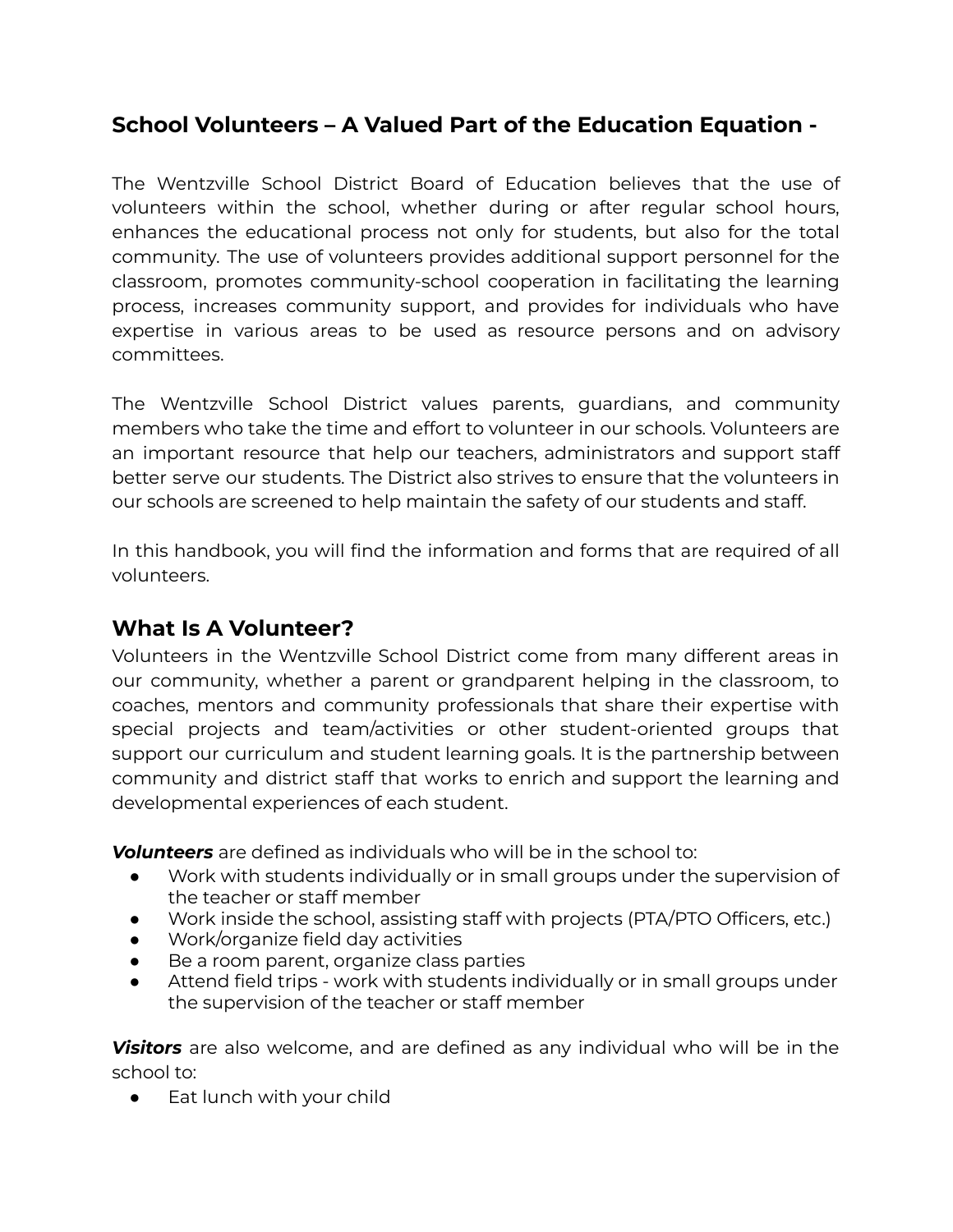## School Volunteers – A Valued Part of the Education Equation -

The Wentzville School District Board of Education believes that the use of volunteers within the school, whether during or after regular school hours, enhances the educational process not only for students, but also for the total community. The use of volunteers provides additional support personnel for the classroom, promotes community-school cooperation in facilitating the learning process, increases community support, and provides for individuals who have expertise in various areas to be used as resource persons and on advisory committees.

The Wentzville School District values parents, guardians, and community members who take the time and effort to volunteer in our schools. Volunteers are an important resource that help our teachers, administrators and support staff better serve our students. The District also strives to ensure that the volunteers in our schools are screened to help maintain the safety of our students and staff.

In this handbook, you will find the information and forms that are required of all volunteers.

## What Is A Volunteer?

Volunteers in the Wentzville School District come from many different areas in our community, whether a parent or grandparent helping in the classroom, to coaches, mentors and community professionals that share their expertise with special projects and team/activities or other student-oriented groups that support our curriculum and student learning goals. It is the partnership between community and district staff that works to enrich and support the learning and developmental experiences of each student.

***Volunteers*** are defined as individuals who will be in the school to:

- Work with students individually or in small groups under the supervision of the teacher or staff member
- Work inside the school, assisting staff with projects (PTA/PTO Officers, etc.)
- Work/organize field day activities
- Be a room parent, organize class parties
- Attend field trips - work with students individually or in small groups under the supervision of the teacher or staff member

***Visitors*** are also welcome, and are defined as any individual who will be in the school to:

- Eat lunch with your child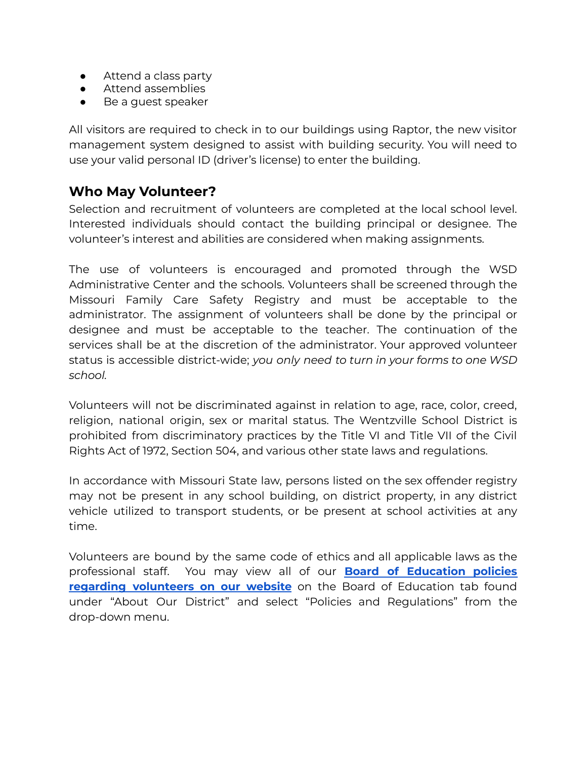- Attend a class party
- Attend assemblies
- Be a guest speaker

All visitors are required to check in to our buildings using Raptor, the new visitor management system designed to assist with building security. You will need to use your valid personal ID (driver's license) to enter the building.

## Who May Volunteer?

Selection and recruitment of volunteers are completed at the local school level. Interested individuals should contact the building principal or designee. The volunteer's interest and abilities are considered when making assignments.

The use of volunteers is encouraged and promoted through the WSD Administrative Center and the schools. Volunteers shall be screened through the Missouri Family Care Safety Registry and must be acceptable to the administrator. The assignment of volunteers shall be done by the principal or designee and must be acceptable to the teacher. The continuation of the services shall be at the discretion of the administrator. Your approved volunteer status is accessible district-wide; *you only need to turn in your forms to one WSD school.*

Volunteers will not be discriminated against in relation to age, race, color, creed, religion, national origin, sex or marital status. The Wentzville School District is prohibited from discriminatory practices by the Title VI and Title VII of the Civil Rights Act of 1972, Section 504, and various other state laws and regulations.

In accordance with Missouri State law, persons listed on the sex offender registry may not be present in any school building, on district property, in any district vehicle utilized to transport students, or be present at school activities at any time.

Volunteers are bound by the same code of ethics and all applicable laws as the professional staff. You may view all of our **Board of Education policies regarding volunteers on our website** on the Board of Education tab found under "About Our District" and select "Policies and Regulations" from the drop-down menu.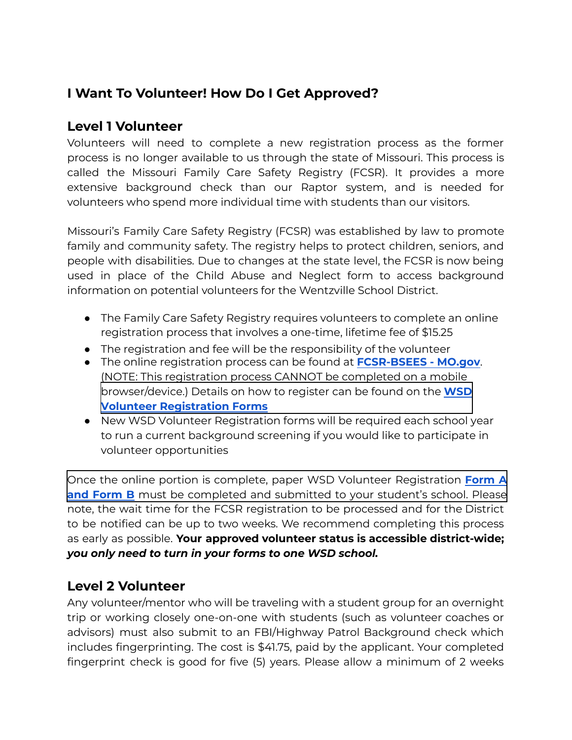## I Want To Volunteer! How Do I Get Approved?

### Level 1 Volunteer

Volunteers will need to complete a new registration process as the former process is no longer available to us through the state of Missouri. This process is called the Missouri Family Care Safety Registry (FCSR). It provides a more extensive background check than our Raptor system, and is needed for volunteers who spend more individual time with students than our visitors.

Missouri's Family Care Safety Registry (FCSR) was established by law to promote family and community safety. The registry helps to protect children, seniors, and people with disabilities. Due to changes at the state level, the FCSR is now being used in place of the Child Abuse and Neglect form to access background information on potential volunteers for the Wentzville School District.

- The Family Care Safety Registry requires volunteers to complete an online registration process that involves a one-time, lifetime fee of $15.25
- The registration and fee will be the responsibility of the volunteer
- The online registration process can be found at **FCSR-BSEES - MO.gov**. (NOTE: This registration process CANNOT be completed on a mobile browser/device.) Details on how to register can be found on the **WSD Volunteer Registration Forms**
- New WSD Volunteer Registration forms will be required each school year to run a current background screening if you would like to participate in volunteer opportunities

Once the online portion is complete, paper WSD Volunteer Registration **Form A and Form B** must be completed and submitted to your student's school. Please note, the wait time for the FCSR registration to be processed and for the District to be notified can be up to two weeks. We recommend completing this process as early as possible. **Your approved volunteer status is accessible district-wide; *you only need to turn in your forms to one WSD school.***

### Level 2 Volunteer

Any volunteer/mentor who will be traveling with a student group for an overnight trip or working closely one-on-one with students (such as volunteer coaches or advisors) must also submit to an FBI/Highway Patrol Background check which includes fingerprinting. The cost is $41.75, paid by the applicant. Your completed fingerprint check is good for five (5) years. Please allow a minimum of 2 weeks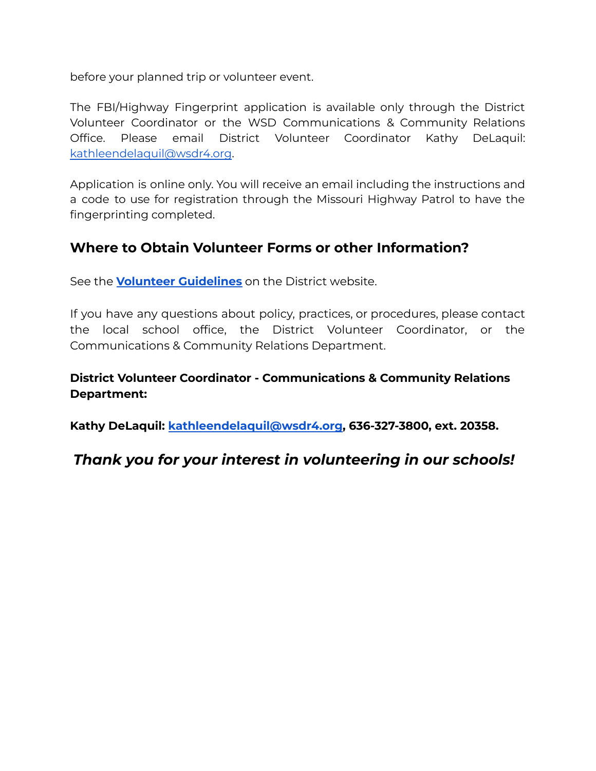before your planned trip or volunteer event.

The FBI/Highway Fingerprint application is available only through the District Volunteer Coordinator or the WSD Communications & Community Relations Office. Please email District Volunteer Coordinator Kathy DeLaquil: kathleendelaquil@wsdr4.org.

Application is online only. You will receive an email including the instructions and a code to use for registration through the Missouri Highway Patrol to have the fingerprinting completed.

## Where to Obtain Volunteer Forms or other Information?

See the **Volunteer Guidelines** on the District website.

If you have any questions about policy, practices, or procedures, please contact the local school office, the District Volunteer Coordinator, or the Communications & Community Relations Department.

**District Volunteer Coordinator - Communications & Community Relations Department:**

**Kathy DeLaquil: kathleendelaquil@wsdr4.org, 636-327-3800, ext. 20358.**

## *Thank you for your interest in volunteering in our schools!*